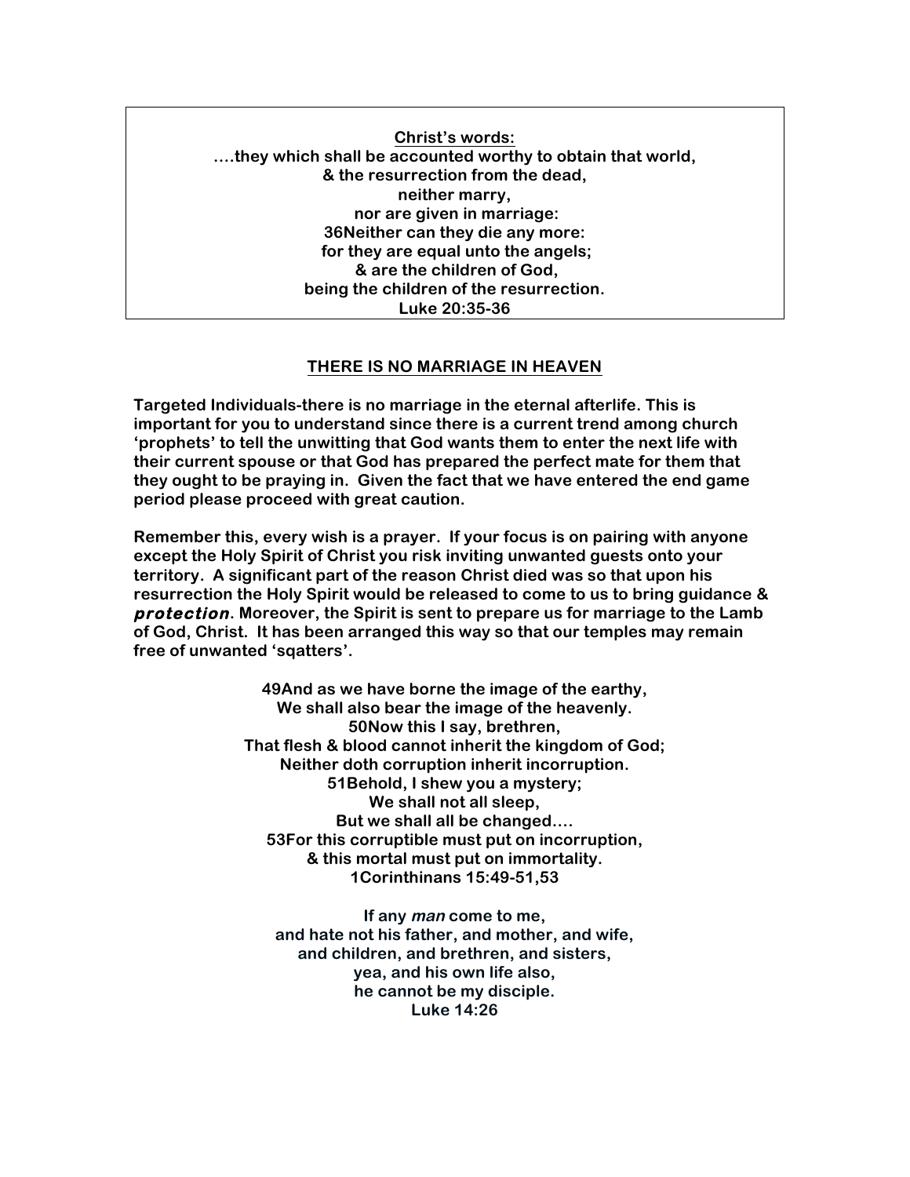**<u>Christ's words:</u>**
**....they which shall be accounted worthy to obtain that world,**
**& the resurrection from the dead,**
**neither marry,**
**nor are given in marriage:**
**36Neither can they die any more:**
**for they are equal unto the angels;**
**& are the children of God,**
**being the children of the resurrection.**
**Luke 20:35-36**

## <u>THERE IS NO MARRIAGE IN HEAVEN</u>

**Targeted Individuals-there is no marriage in the eternal afterlife. This is important for you to understand since there is a current trend among church 'prophets' to tell the unwitting that God wants them to enter the next life with their current spouse or that God has prepared the perfect mate for them that they ought to be praying in. Given the fact that we have entered the end game period please proceed with great caution.**

**Remember this, every wish is a prayer. If your focus is on pairing with anyone except the Holy Spirit of Christ you risk inviting unwanted guests onto your territory. A significant part of the reason Christ died was so that upon his resurrection the Holy Spirit would be released to come to us to bring guidance & *protection*. Moreover, the Spirit is sent to prepare us for marriage to the Lamb of God, Christ. It has been arranged this way so that our temples may remain free of unwanted 'sqatters'.**

**49And as we have borne the image of the earthy,**
**We shall also bear the image of the heavenly.**
**50Now this I say, brethren,**
**That flesh & blood cannot inherit the kingdom of God;**
**Neither doth corruption inherit incorruption.**
**51Behold, I shew you a mystery;**
**We shall not all sleep,**
**But we shall all be changed....**
**53For this corruptible must put on incorruption,**
**& this mortal must put on immortality.**
**1Corinthinans 15:49-51,53**

**If any *man* come to me,**
**and hate not his father, and mother, and wife,**
**and children, and brethren, and sisters,**
**yea, and his own life also,**
**he cannot be my disciple.**
**Luke 14:26**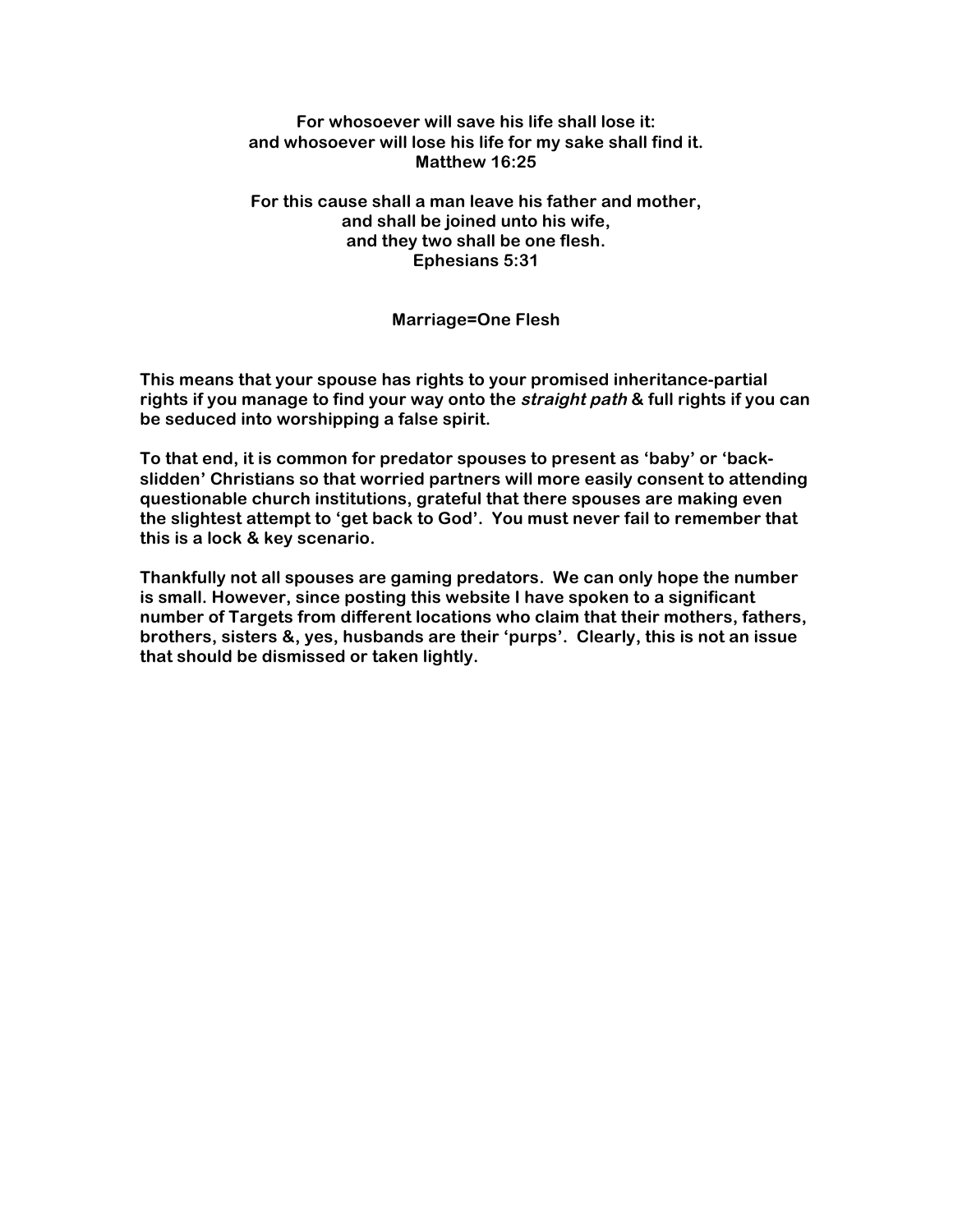**For whosoever will save his life shall lose it:**
**and whosoever will lose his life for my sake shall find it.**
**Matthew 16:25**

**For this cause shall a man leave his father and mother,**
**and shall be joined unto his wife,**
**and they two shall be one flesh.**
**Ephesians 5:31**

**Marriage=One Flesh**

**This means that your spouse has rights to your promised inheritance-partial rights if you manage to find your way onto the *straight path* & full rights if you can be seduced into worshipping a false spirit.**

**To that end, it is common for predator spouses to present as 'baby' or 'back-slidden' Christians so that worried partners will more easily consent to attending questionable church institutions, grateful that there spouses are making even the slightest attempt to 'get back to God'. You must never fail to remember that this is a lock & key scenario.**

**Thankfully not all spouses are gaming predators. We can only hope the number is small. However, since posting this website I have spoken to a significant number of Targets from different locations who claim that their mothers, fathers, brothers, sisters &, yes, husbands are their 'purps'. Clearly, this is not an issue that should be dismissed or taken lightly.**